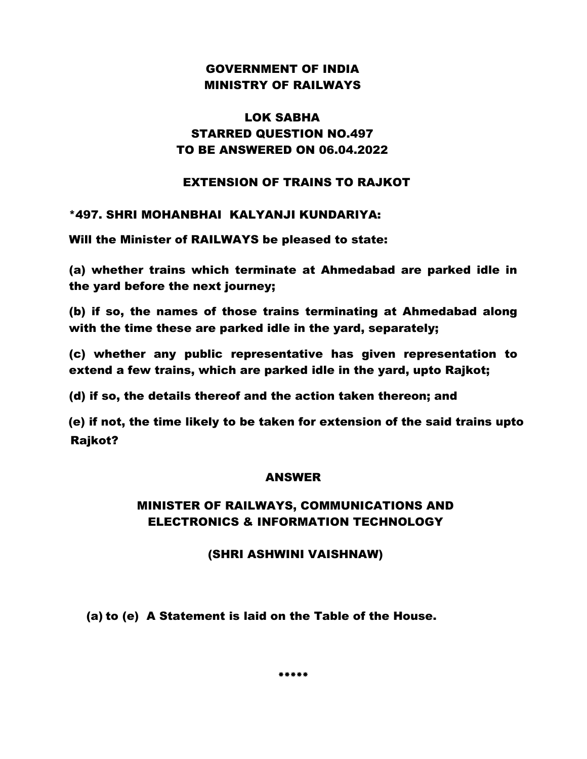# GOVERNMENT OF INDIA
# MINISTRY OF RAILWAYS

## LOK SABHA
## STARRED QUESTION NO.497
## TO BE ANSWERED ON 06.04.2022

### EXTENSION OF TRAINS TO RAJKOT

**\*497. SHRI MOHANBHAI KALYANJI KUNDARIYA:**

**Will the Minister of RAILWAYS be pleased to state:**

**(a) whether trains which terminate at Ahmedabad are parked idle in the yard before the next journey;**

**(b) if so, the names of those trains terminating at Ahmedabad along with the time these are parked idle in the yard, separately;**

**(c) whether any public representative has given representation to extend a few trains, which are parked idle in the yard, upto Rajkot;**

**(d) if so, the details thereof and the action taken thereon; and**

**(e) if not, the time likely to be taken for extension of the said trains upto Rajkot?**

### ANSWER

### MINISTER OF RAILWAYS, COMMUNICATIONS AND ELECTRONICS & INFORMATION TECHNOLOGY

### (SHRI ASHWINI VAISHNAW)

**(a) to (e) A Statement is laid on the Table of the House.**

\*\*\*\*\*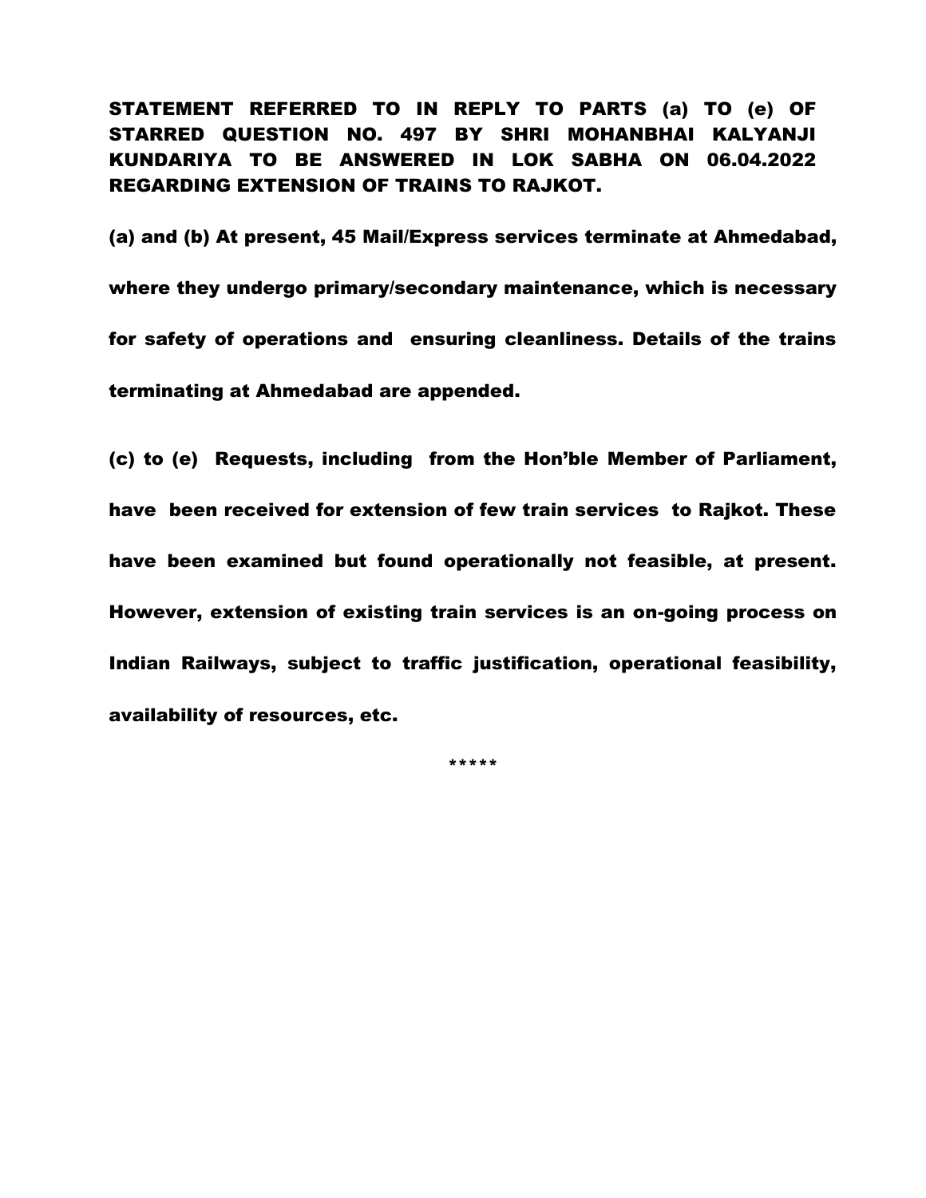**STATEMENT REFERRED TO IN REPLY TO PARTS (a) TO (e) OF STARRED QUESTION NO. 497 BY SHRI MOHANBHAI KALYANJI KUNDARIYA TO BE ANSWERED IN LOK SABHA ON 06.04.2022 REGARDING EXTENSION OF TRAINS TO RAJKOT.**

**(a) and (b) At present, 45 Mail/Express services terminate at Ahmedabad, where they undergo primary/secondary maintenance, which is necessary for safety of operations and ensuring cleanliness. Details of the trains terminating at Ahmedabad are appended.**

**(c) to (e) Requests, including from the Hon'ble Member of Parliament, have been received for extension of few train services to Rajkot. These have been examined but found operationally not feasible, at present. However, extension of existing train services is an on-going process on Indian Railways, subject to traffic justification, operational feasibility, availability of resources, etc.**

\*\*\*\*\*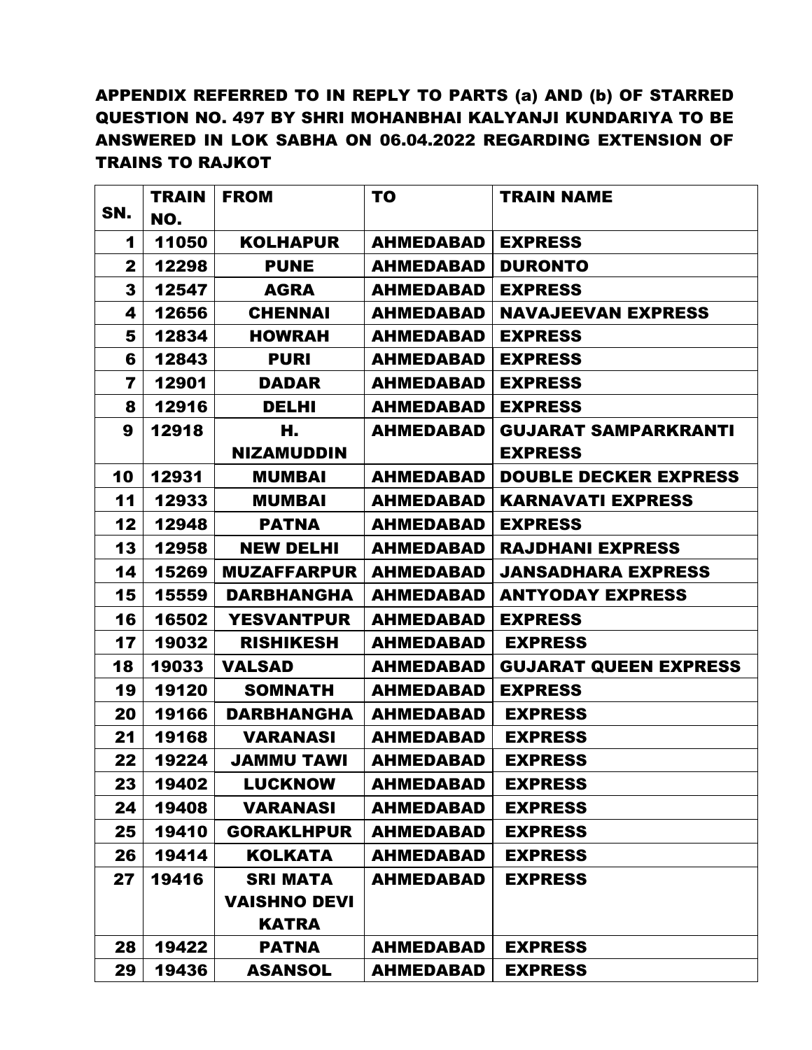**APPENDIX REFERRED TO IN REPLY TO PARTS (a) AND (b) OF STARRED QUESTION NO. 497 BY SHRI MOHANBHAI KALYANJI KUNDARIYA TO BE ANSWERED IN LOK SABHA ON 06.04.2022 REGARDING EXTENSION OF TRAINS TO RAJKOT**

| SN. | TRAIN NO. | FROM | TO | TRAIN NAME |
|---|---|---|---|---|
| 1 | 11050 | KOLHAPUR | AHMEDABAD | EXPRESS |
| 2 | 12298 | PUNE | AHMEDABAD | DURONTO |
| 3 | 12547 | AGRA | AHMEDABAD | EXPRESS |
| 4 | 12656 | CHENNAI | AHMEDABAD | NAVAJEEVAN EXPRESS |
| 5 | 12834 | HOWRAH | AHMEDABAD | EXPRESS |
| 6 | 12843 | PURI | AHMEDABAD | EXPRESS |
| 7 | 12901 | DADAR | AHMEDABAD | EXPRESS |
| 8 | 12916 | DELHI | AHMEDABAD | EXPRESS |
| 9 | 12918 | H. NIZAMUDDIN | AHMEDABAD | GUJARAT SAMPARKRANTI EXPRESS |
| 10 | 12931 | MUMBAI | AHMEDABAD | DOUBLE DECKER EXPRESS |
| 11 | 12933 | MUMBAI | AHMEDABAD | KARNAVATI EXPRESS |
| 12 | 12948 | PATNA | AHMEDABAD | EXPRESS |
| 13 | 12958 | NEW DELHI | AHMEDABAD | RAJDHANI EXPRESS |
| 14 | 15269 | MUZAFFARPUR | AHMEDABAD | JANSADHARA EXPRESS |
| 15 | 15559 | DARBHANGHA | AHMEDABAD | ANTYODAY EXPRESS |
| 16 | 16502 | YESVANTPUR | AHMEDABAD | EXPRESS |
| 17 | 19032 | RISHIKESH | AHMEDABAD | EXPRESS |
| 18 | 19033 | VALSAD | AHMEDABAD | GUJARAT QUEEN EXPRESS |
| 19 | 19120 | SOMNATH | AHMEDABAD | EXPRESS |
| 20 | 19166 | DARBHANGHA | AHMEDABAD | EXPRESS |
| 21 | 19168 | VARANASI | AHMEDABAD | EXPRESS |
| 22 | 19224 | JAMMU TAWI | AHMEDABAD | EXPRESS |
| 23 | 19402 | LUCKNOW | AHMEDABAD | EXPRESS |
| 24 | 19408 | VARANASI | AHMEDABAD | EXPRESS |
| 25 | 19410 | GORAKLHPUR | AHMEDABAD | EXPRESS |
| 26 | 19414 | KOLKATA | AHMEDABAD | EXPRESS |
| 27 | 19416 | SRI MATA VAISHNO DEVI KATRA | AHMEDABAD | EXPRESS |
| 28 | 19422 | PATNA | AHMEDABAD | EXPRESS |
| 29 | 19436 | ASANSOL | AHMEDABAD | EXPRESS |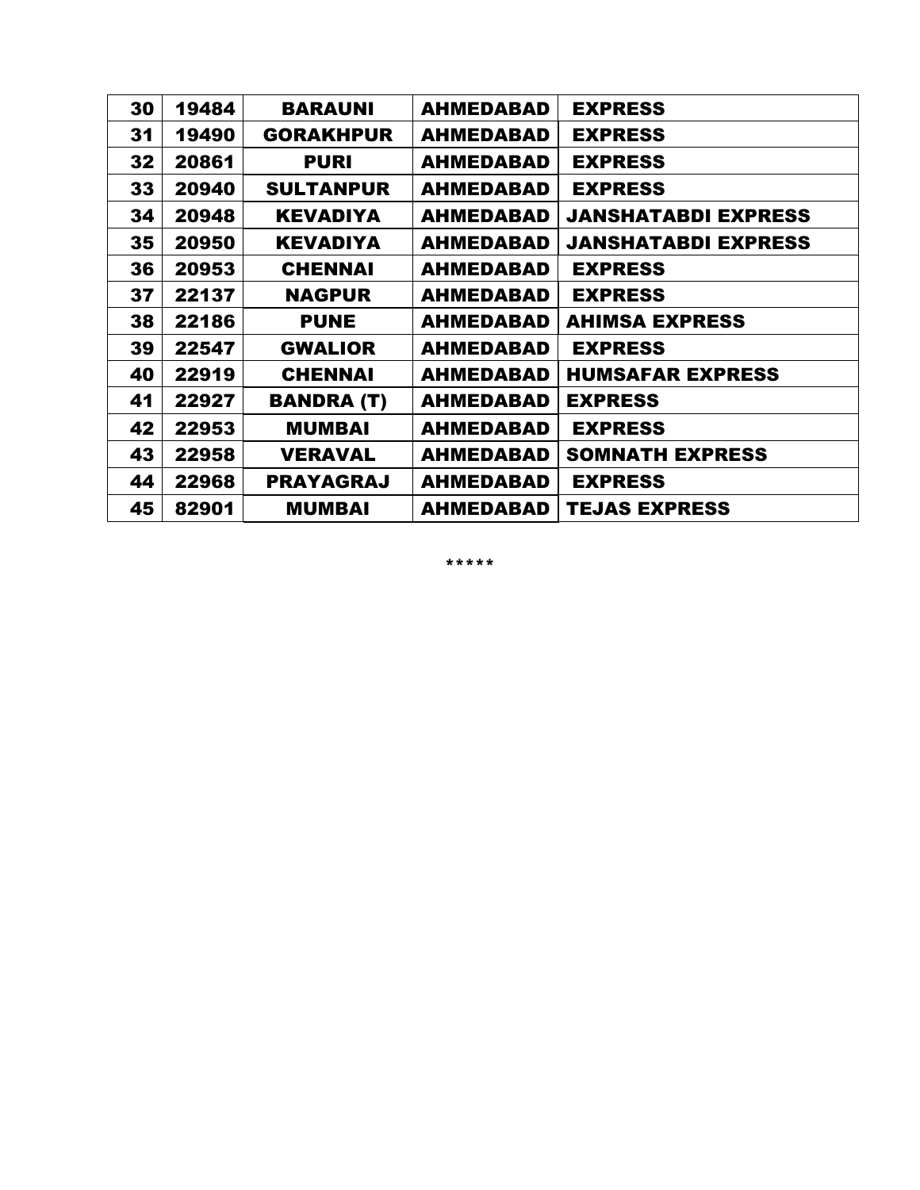| | | | | |
|---|---|---|---|---|
| 30 | 19484 | BARAUNI | AHMEDABAD | EXPRESS |
| 31 | 19490 | GORAKHPUR | AHMEDABAD | EXPRESS |
| 32 | 20861 | PURI | AHMEDABAD | EXPRESS |
| 33 | 20940 | SULTANPUR | AHMEDABAD | EXPRESS |
| 34 | 20948 | KEVADIYA | AHMEDABAD | JANSHATABDI EXPRESS |
| 35 | 20950 | KEVADIYA | AHMEDABAD | JANSHATABDI EXPRESS |
| 36 | 20953 | CHENNAI | AHMEDABAD | EXPRESS |
| 37 | 22137 | NAGPUR | AHMEDABAD | EXPRESS |
| 38 | 22186 | PUNE | AHMEDABAD | AHIMSA EXPRESS |
| 39 | 22547 | GWALIOR | AHMEDABAD | EXPRESS |
| 40 | 22919 | CHENNAI | AHMEDABAD | HUMSAFAR EXPRESS |
| 41 | 22927 | BANDRA (T) | AHMEDABAD | EXPRESS |
| 42 | 22953 | MUMBAI | AHMEDABAD | EXPRESS |
| 43 | 22958 | VERAVAL | AHMEDABAD | SOMNATH EXPRESS |
| 44 | 22968 | PRAYAGRAJ | AHMEDABAD | EXPRESS |
| 45 | 82901 | MUMBAI | AHMEDABAD | TEJAS EXPRESS |

*****